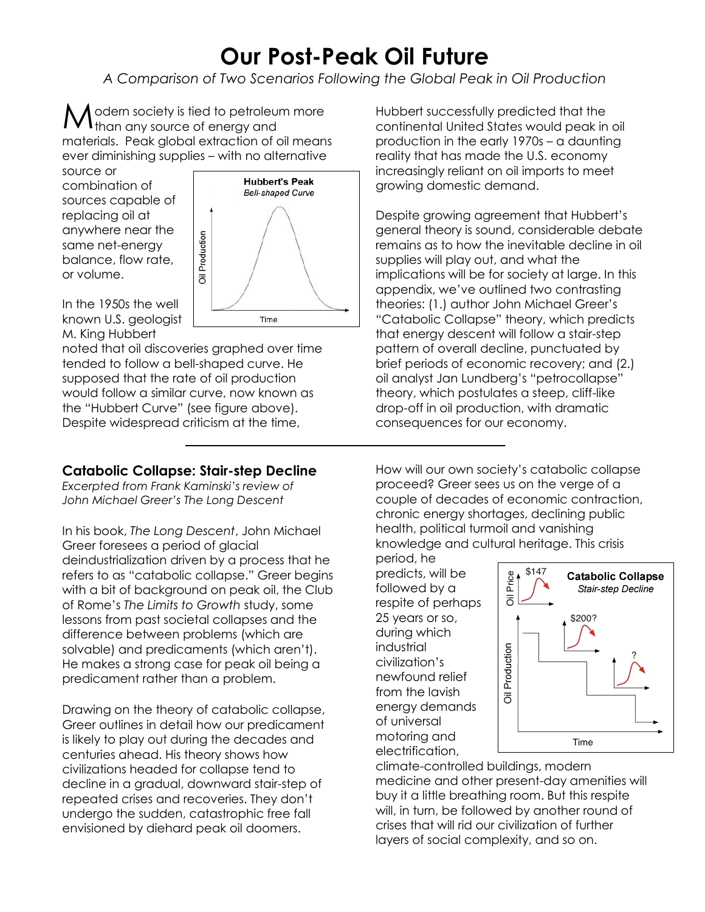# Our Post-Peak Oil Future

*A Comparison of Two Scenarios Following the Global Peak in Oil Production*

Modern society is tied to petroleum more than any source of energy and materials. Peak global extraction of oil means ever diminishing supplies – with no alternative source or combination of sources capable of replacing oil at anywhere near the same net-energy balance, flow rate, or volume.

In the 1950s the well known U.S. geologist M. King Hubbert noted that oil discoveries graphed over time tended to follow a bell-shaped curve. He supposed that the rate of oil production would follow a similar curve, now known as the "Hubbert Curve" (see figure above). Despite widespread criticism at the time, Hubbert successfully predicted that the continental United States would peak in oil production in the early 1970s – a daunting reality that has made the U.S. economy increasingly reliant on oil imports to meet growing domestic demand.

Despite growing agreement that Hubbert's general theory is sound, considerable debate remains as to how the inevitable decline in oil supplies will play out, and what the implications will be for society at large. In this appendix, we've outlined two contrasting theories: (1.) author John Michael Greer's "Catabolic Collapse" theory, which predicts that energy descent will follow a stair-step pattern of overall decline, punctuated by brief periods of economic recovery; and (2.) oil analyst Jan Lundberg's "petrocollapse" theory, which postulates a steep, cliff-like drop-off in oil production, with dramatic consequences for our economy.

---

## Catabolic Collapse: Stair-step Decline

*Excerpted from Frank Kaminski's review of John Michael Greer's The Long Descent*

In his book, *The Long Descent*, John Michael Greer foresees a period of glacial deindustrialization driven by a process that he refers to as "catabolic collapse." Greer begins with a bit of background on peak oil, the Club of Rome's *The Limits to Growth* study, some lessons from past societal collapses and the difference between problems (which are solvable) and predicaments (which aren't). He makes a strong case for peak oil being a predicament rather than a problem.

Drawing on the theory of catabolic collapse, Greer outlines in detail how our predicament is likely to play out during the decades and centuries ahead. His theory shows how civilizations headed for collapse tend to decline in a gradual, downward stair-step of repeated crises and recoveries. They don't undergo the sudden, catastrophic free fall envisioned by diehard peak oil doomers.

How will our own society's catabolic collapse proceed? Greer sees us on the verge of a couple of decades of economic contraction, chronic energy shortages, declining public health, political turmoil and vanishing knowledge and cultural heritage. This crisis period, he predicts, will be followed by a respite of perhaps 25 years or so, during which industrial civilization's newfound relief from the lavish energy demands of universal motoring and electrification, climate-controlled buildings, modern medicine and other present-day amenities will buy it a little breathing room. But this respite will, in turn, be followed by another round of crises that will rid our civilization of further layers of social complexity, and so on.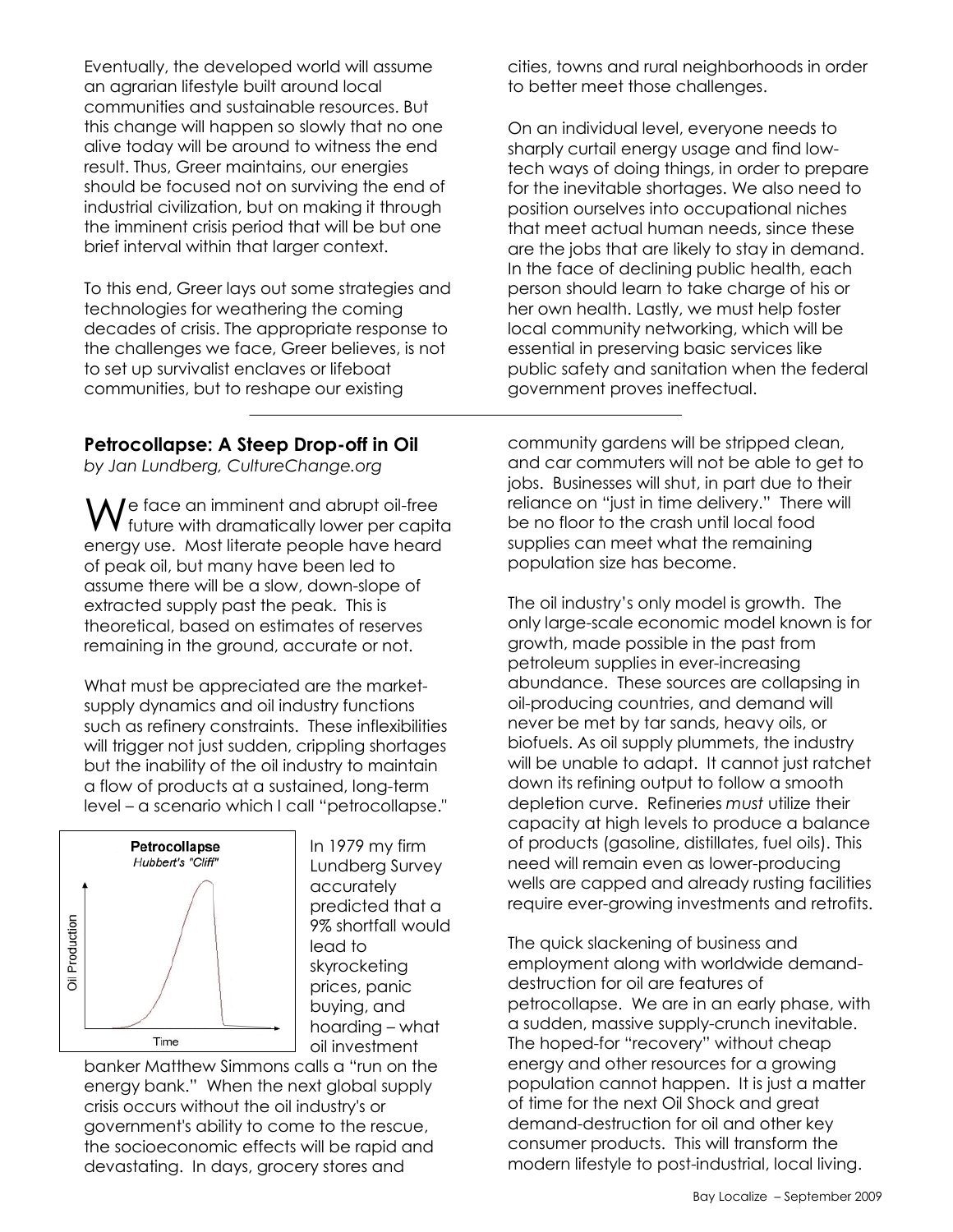Eventually, the developed world will assume an agrarian lifestyle built around local communities and sustainable resources. But this change will happen so slowly that no one alive today will be around to witness the end result. Thus, Greer maintains, our energies should be focused not on surviving the end of industrial civilization, but on making it through the imminent crisis period that will be but one brief interval within that larger context.

To this end, Greer lays out some strategies and technologies for weathering the coming decades of crisis. The appropriate response to the challenges we face, Greer believes, is not to set up survivalist enclaves or lifeboat communities, but to reshape our existing cities, towns and rural neighborhoods in order to better meet those challenges.

On an individual level, everyone needs to sharply curtail energy usage and find low-tech ways of doing things, in order to prepare for the inevitable shortages. We also need to position ourselves into occupational niches that meet actual human needs, since these are the jobs that are likely to stay in demand. In the face of declining public health, each person should learn to take charge of his or her own health. Lastly, we must help foster local community networking, which will be essential in preserving basic services like public safety and sanitation when the federal government proves ineffectual.

---

## Petrocollapse: A Steep Drop-off in Oil

*by Jan Lundberg, CultureChange.org*

We face an imminent and abrupt oil-free future with dramatically lower per capita energy use. Most literate people have heard of peak oil, but many have been led to assume there will be a slow, down-slope of extracted supply past the peak. This is theoretical, based on estimates of reserves remaining in the ground, accurate or not.

What must be appreciated are the market-supply dynamics and oil industry functions such as refinery constraints. These inflexibilities will trigger not just sudden, crippling shortages but the inability of the oil industry to maintain a flow of products at a sustained, long-term level – a scenario which I call "petrocollapse."

**Petrocollapse**
*Hubbert's "Cliff"*
Oil Production
Time

In 1979 my firm Lundberg Survey accurately predicted that a 9% shortfall would lead to skyrocketing prices, panic buying, and hoarding – what oil investment banker Matthew Simmons calls a "run on the energy bank." When the next global supply crisis occurs without the oil industry's or government's ability to come to the rescue, the socioeconomic effects will be rapid and devastating. In days, grocery stores and community gardens will be stripped clean, and car commuters will not be able to get to jobs. Businesses will shut, in part due to their reliance on "just in time delivery." There will be no floor to the crash until local food supplies can meet what the remaining population size has become.

The oil industry's only model is growth. The only large-scale economic model known is for growth, made possible in the past from petroleum supplies in ever-increasing abundance. These sources are collapsing in oil-producing countries, and demand will never be met by tar sands, heavy oils, or biofuels. As oil supply plummets, the industry will be unable to adapt. It cannot just ratchet down its refining output to follow a smooth depletion curve. Refineries *must* utilize their capacity at high levels to produce a balance of products (gasoline, distillates, fuel oils). This need will remain even as lower-producing wells are capped and already rusting facilities require ever-growing investments and retrofits.

The quick slackening of business and employment along with worldwide demand-destruction for oil are features of petrocollapse. We are in an early phase, with a sudden, massive supply-crunch inevitable. The hoped-for "recovery" without cheap energy and other resources for a growing population cannot happen. It is just a matter of time for the next Oil Shock and great demand-destruction for oil and other key consumer products. This will transform the modern lifestyle to post-industrial, local living.